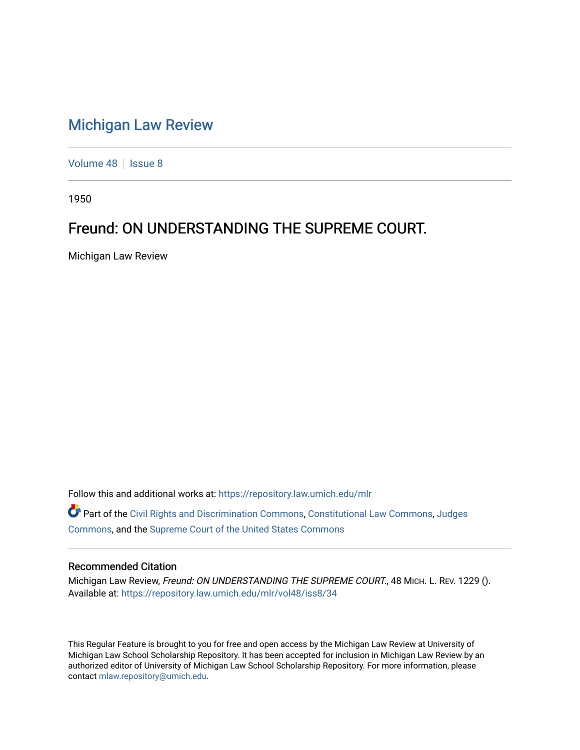# Michigan Law Review

Volume 48 | Issue 8

1950

## Freund: ON UNDERSTANDING THE SUPREME COURT.

Michigan Law Review

Follow this and additional works at: https://repository.law.umich.edu/mlr

Part of the Civil Rights and Discrimination Commons, Constitutional Law Commons, Judges Commons, and the Supreme Court of the United States Commons

### Recommended Citation

Michigan Law Review, *Freund: ON UNDERSTANDING THE SUPREME COURT.*, 48 MICH. L. REV. 1229 ().
Available at: https://repository.law.umich.edu/mlr/vol48/iss8/34

This Regular Feature is brought to you for free and open access by the Michigan Law Review at University of Michigan Law School Scholarship Repository. It has been accepted for inclusion in Michigan Law Review by an authorized editor of University of Michigan Law School Scholarship Repository. For more information, please contact mlaw.repository@umich.edu.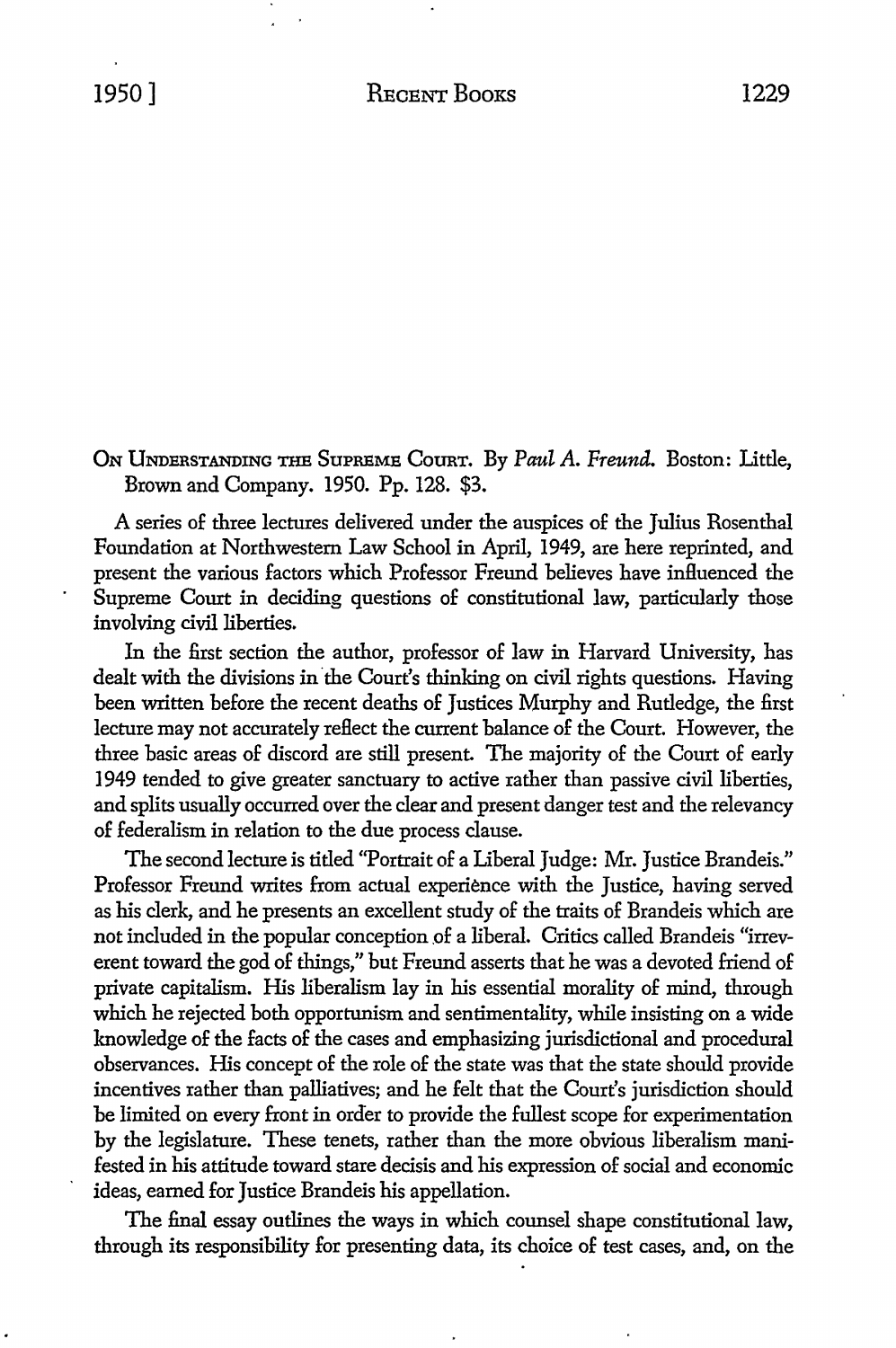On Understanding the Supreme Court. By *Paul A. Freund.* Boston: Little, Brown and Company. 1950. Pp. 128. $3.

A series of three lectures delivered under the auspices of the Julius Rosenthal Foundation at Northwestern Law School in April, 1949, are here reprinted, and present the various factors which Professor Freund believes have influenced the Supreme Court in deciding questions of constitutional law, particularly those involving civil liberties.

In the first section the author, professor of law in Harvard University, has dealt with the divisions in the Court's thinking on civil rights questions. Having been written before the recent deaths of Justices Murphy and Rutledge, the first lecture may not accurately reflect the current balance of the Court. However, the three basic areas of discord are still present. The majority of the Court of early 1949 tended to give greater sanctuary to active rather than passive civil liberties, and splits usually occurred over the clear and present danger test and the relevancy of federalism in relation to the due process clause.

The second lecture is titled "Portrait of a Liberal Judge: Mr. Justice Brandeis." Professor Freund writes from actual experiènce with the Justice, having served as his clerk, and he presents an excellent study of the traits of Brandeis which are not included in the popular conception of a liberal. Critics called Brandeis "irreverent toward the god of things," but Freund asserts that he was a devoted friend of private capitalism. His liberalism lay in his essential morality of mind, through which he rejected both opportunism and sentimentality, while insisting on a wide knowledge of the facts of the cases and emphasizing jurisdictional and procedural observances. His concept of the role of the state was that the state should provide incentives rather than palliatives; and he felt that the Court's jurisdiction should be limited on every front in order to provide the fullest scope for experimentation by the legislature. These tenets, rather than the more obvious liberalism manifested in his attitude toward stare decisis and his expression of social and economic ideas, earned for Justice Brandeis his appellation.

The final essay outlines the ways in which counsel shape constitutional law, through its responsibility for presenting data, its choice of test cases, and, on the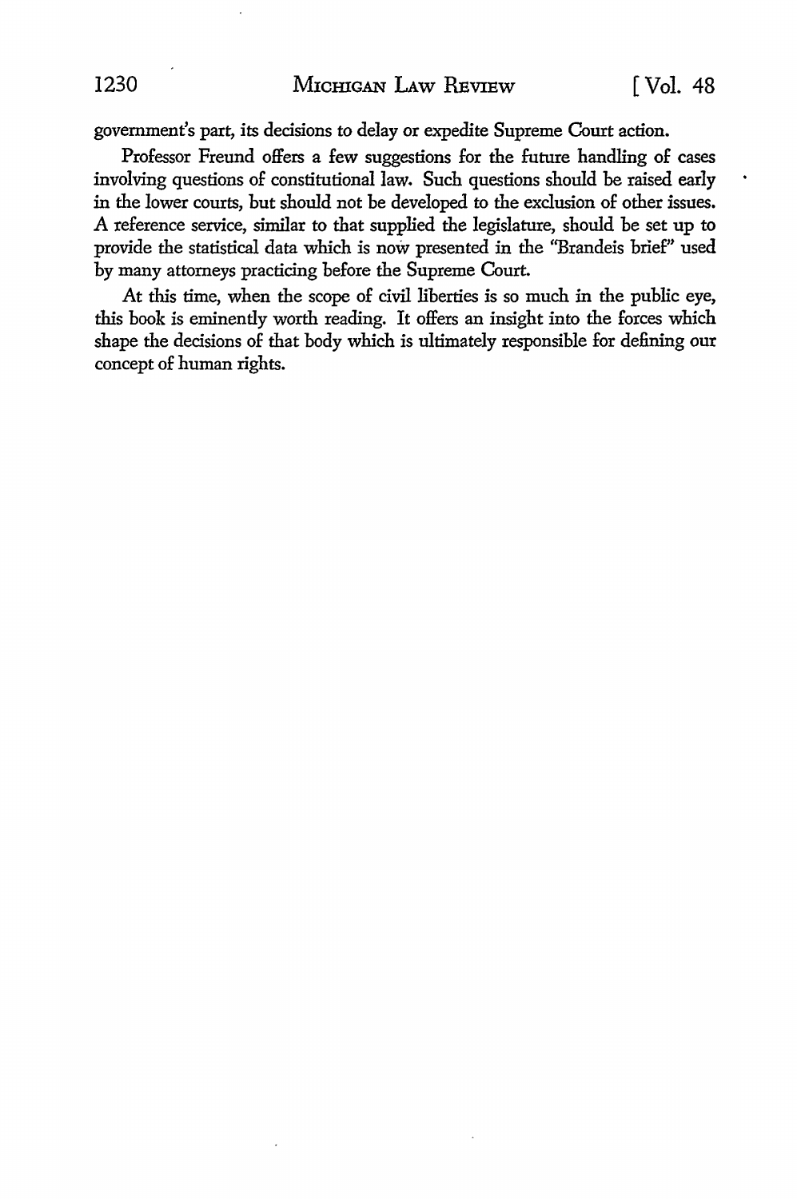government's part, its decisions to delay or expedite Supreme Court action.

Professor Freund offers a few suggestions for the future handling of cases involving questions of constitutional law. Such questions should be raised early in the lower courts, but should not be developed to the exclusion of other issues. A reference service, similar to that supplied the legislature, should be set up to provide the statistical data which is now presented in the "Brandeis brief" used by many attorneys practicing before the Supreme Court.

At this time, when the scope of civil liberties is so much in the public eye, this book is eminently worth reading. It offers an insight into the forces which shape the decisions of that body which is ultimately responsible for defining our concept of human rights.